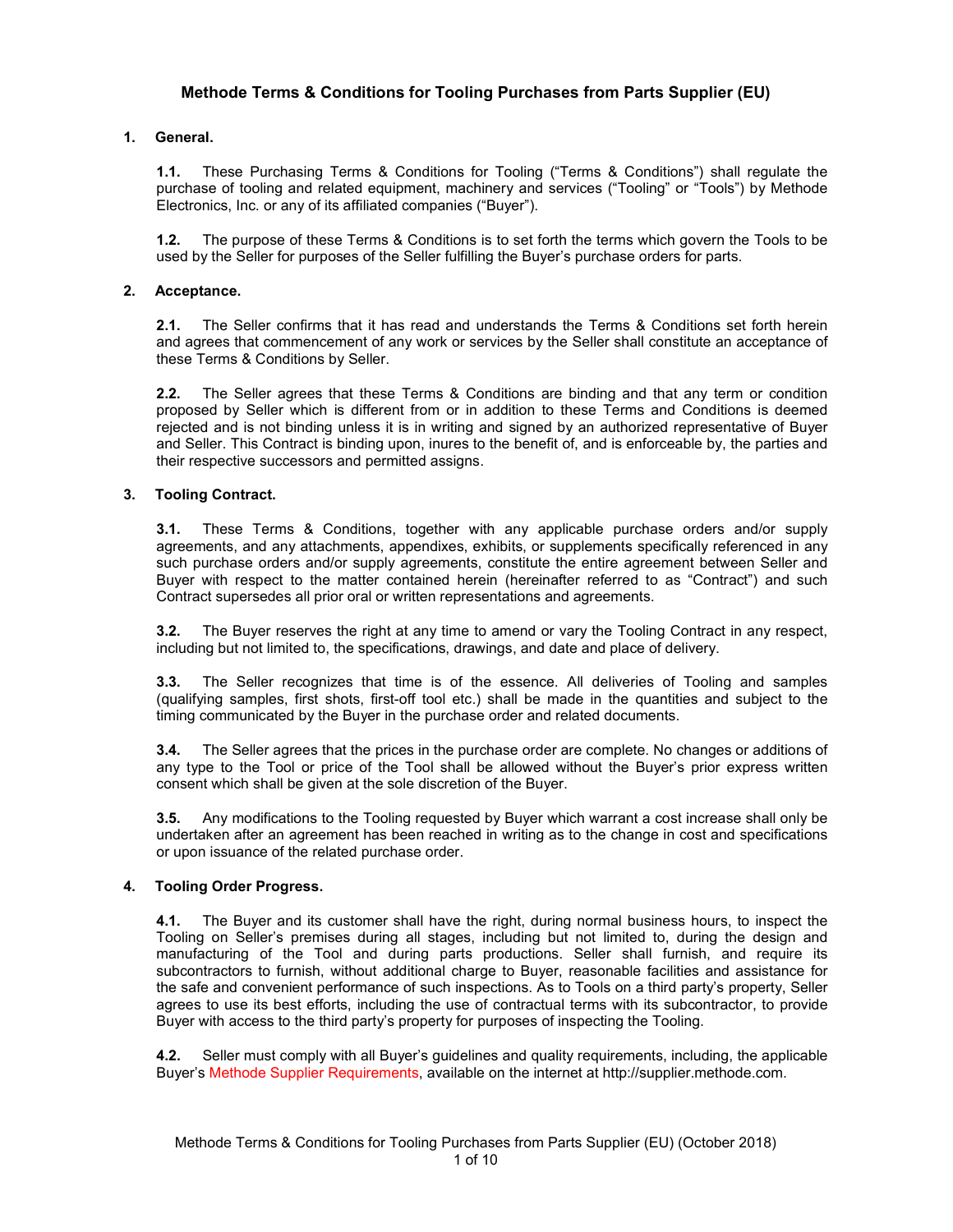# Methode Terms & Conditions for Tooling Purchases from Parts Supplier (EU)

## 1. General.

**1.1.** These Purchasing Terms & Conditions for Tooling ("Terms & Conditions") shall regulate the purchase of tooling and related equipment, machinery and services ("Tooling" or "Tools") by Methode Electronics, Inc. or any of its affiliated companies ("Buyer").

**1.2.** The purpose of these Terms & Conditions is to set forth the terms which govern the Tools to be used by the Seller for purposes of the Seller fulfilling the Buyer's purchase orders for parts.

## 2. Acceptance.

**2.1.** The Seller confirms that it has read and understands the Terms & Conditions set forth herein and agrees that commencement of any work or services by the Seller shall constitute an acceptance of these Terms & Conditions by Seller.

**2.2.** The Seller agrees that these Terms & Conditions are binding and that any term or condition proposed by Seller which is different from or in addition to these Terms and Conditions is deemed rejected and is not binding unless it is in writing and signed by an authorized representative of Buyer and Seller. This Contract is binding upon, inures to the benefit of, and is enforceable by, the parties and their respective successors and permitted assigns.

## 3. Tooling Contract.

**3.1.** These Terms & Conditions, together with any applicable purchase orders and/or supply agreements, and any attachments, appendixes, exhibits, or supplements specifically referenced in any such purchase orders and/or supply agreements, constitute the entire agreement between Seller and Buyer with respect to the matter contained herein (hereinafter referred to as "Contract") and such Contract supersedes all prior oral or written representations and agreements.

**3.2.** The Buyer reserves the right at any time to amend or vary the Tooling Contract in any respect, including but not limited to, the specifications, drawings, and date and place of delivery.

**3.3.** The Seller recognizes that time is of the essence. All deliveries of Tooling and samples (qualifying samples, first shots, first-off tool etc.) shall be made in the quantities and subject to the timing communicated by the Buyer in the purchase order and related documents.

**3.4.** The Seller agrees that the prices in the purchase order are complete. No changes or additions of any type to the Tool or price of the Tool shall be allowed without the Buyer's prior express written consent which shall be given at the sole discretion of the Buyer.

**3.5.** Any modifications to the Tooling requested by Buyer which warrant a cost increase shall only be undertaken after an agreement has been reached in writing as to the change in cost and specifications or upon issuance of the related purchase order.

## 4. Tooling Order Progress.

**4.1.** The Buyer and its customer shall have the right, during normal business hours, to inspect the Tooling on Seller's premises during all stages, including but not limited to, during the design and manufacturing of the Tool and during parts productions. Seller shall furnish, and require its subcontractors to furnish, without additional charge to Buyer, reasonable facilities and assistance for the safe and convenient performance of such inspections. As to Tools on a third party's property, Seller agrees to use its best efforts, including the use of contractual terms with its subcontractor, to provide Buyer with access to the third party's property for purposes of inspecting the Tooling.

**4.2.** Seller must comply with all Buyer's guidelines and quality requirements, including, the applicable Buyer's Methode Supplier Requirements, available on the internet at http://supplier.methode.com.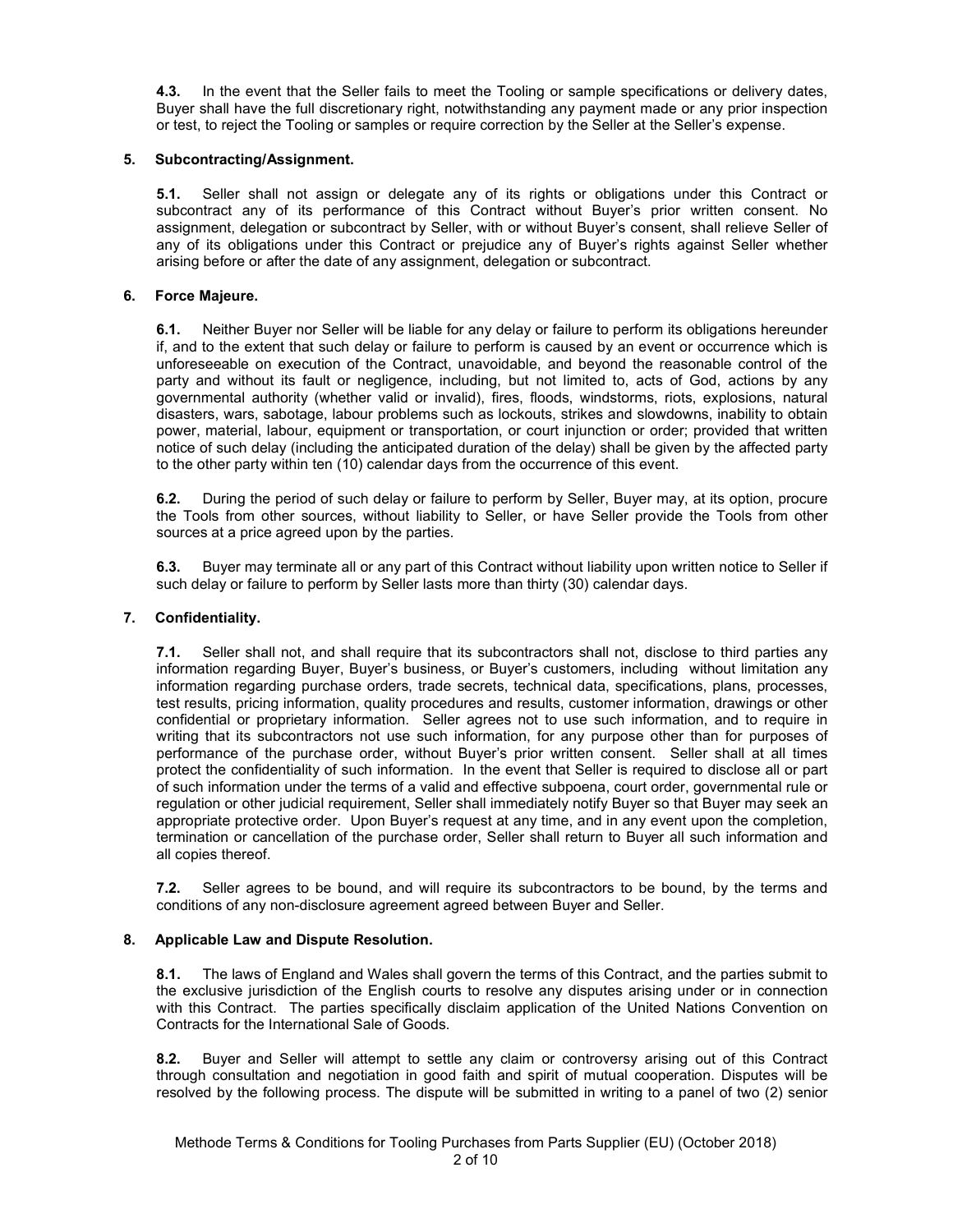**4.3.** In the event that the Seller fails to meet the Tooling or sample specifications or delivery dates, Buyer shall have the full discretionary right, notwithstanding any payment made or any prior inspection or test, to reject the Tooling or samples or require correction by the Seller at the Seller's expense.

## 5. Subcontracting/Assignment.

**5.1.** Seller shall not assign or delegate any of its rights or obligations under this Contract or subcontract any of its performance of this Contract without Buyer's prior written consent. No assignment, delegation or subcontract by Seller, with or without Buyer's consent, shall relieve Seller of any of its obligations under this Contract or prejudice any of Buyer's rights against Seller whether arising before or after the date of any assignment, delegation or subcontract.

## 6. Force Majeure.

**6.1.** Neither Buyer nor Seller will be liable for any delay or failure to perform its obligations hereunder if, and to the extent that such delay or failure to perform is caused by an event or occurrence which is unforeseeable on execution of the Contract, unavoidable, and beyond the reasonable control of the party and without its fault or negligence, including, but not limited to, acts of God, actions by any governmental authority (whether valid or invalid), fires, floods, windstorms, riots, explosions, natural disasters, wars, sabotage, labour problems such as lockouts, strikes and slowdowns, inability to obtain power, material, labour, equipment or transportation, or court injunction or order; provided that written notice of such delay (including the anticipated duration of the delay) shall be given by the affected party to the other party within ten (10) calendar days from the occurrence of this event.

**6.2.** During the period of such delay or failure to perform by Seller, Buyer may, at its option, procure the Tools from other sources, without liability to Seller, or have Seller provide the Tools from other sources at a price agreed upon by the parties.

**6.3.** Buyer may terminate all or any part of this Contract without liability upon written notice to Seller if such delay or failure to perform by Seller lasts more than thirty (30) calendar days.

## 7. Confidentiality.

**7.1.** Seller shall not, and shall require that its subcontractors shall not, disclose to third parties any information regarding Buyer, Buyer's business, or Buyer's customers, including without limitation any information regarding purchase orders, trade secrets, technical data, specifications, plans, processes, test results, pricing information, quality procedures and results, customer information, drawings or other confidential or proprietary information. Seller agrees not to use such information, and to require in writing that its subcontractors not use such information, for any purpose other than for purposes of performance of the purchase order, without Buyer's prior written consent. Seller shall at all times protect the confidentiality of such information. In the event that Seller is required to disclose all or part of such information under the terms of a valid and effective subpoena, court order, governmental rule or regulation or other judicial requirement, Seller shall immediately notify Buyer so that Buyer may seek an appropriate protective order. Upon Buyer's request at any time, and in any event upon the completion, termination or cancellation of the purchase order, Seller shall return to Buyer all such information and all copies thereof.

**7.2.** Seller agrees to be bound, and will require its subcontractors to be bound, by the terms and conditions of any non-disclosure agreement agreed between Buyer and Seller.

## 8. Applicable Law and Dispute Resolution.

**8.1.** The laws of England and Wales shall govern the terms of this Contract, and the parties submit to the exclusive jurisdiction of the English courts to resolve any disputes arising under or in connection with this Contract. The parties specifically disclaim application of the United Nations Convention on Contracts for the International Sale of Goods.

**8.2.** Buyer and Seller will attempt to settle any claim or controversy arising out of this Contract through consultation and negotiation in good faith and spirit of mutual cooperation. Disputes will be resolved by the following process. The dispute will be submitted in writing to a panel of two (2) senior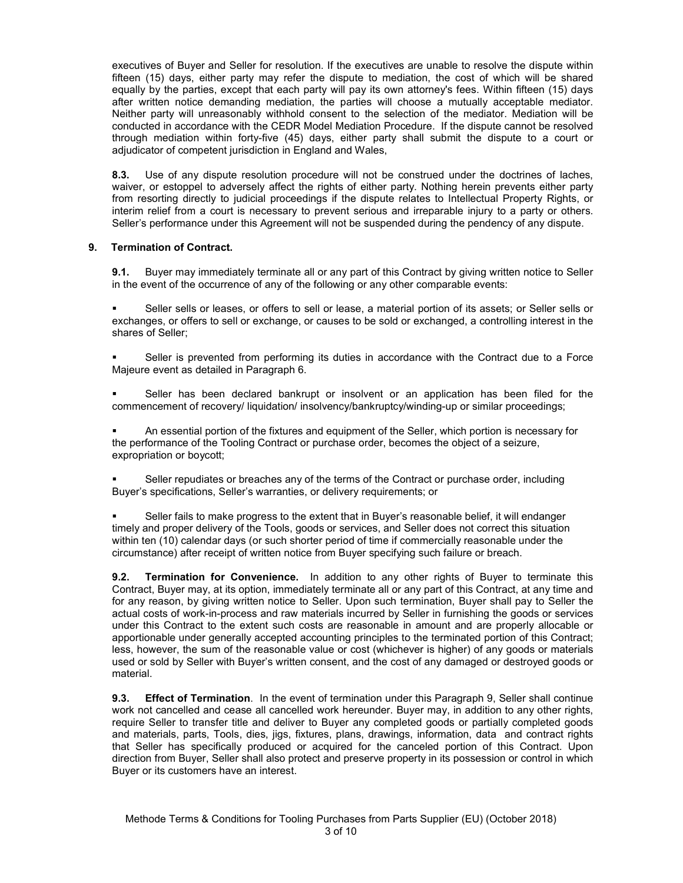executives of Buyer and Seller for resolution. If the executives are unable to resolve the dispute within fifteen (15) days, either party may refer the dispute to mediation, the cost of which will be shared equally by the parties, except that each party will pay its own attorney's fees. Within fifteen (15) days after written notice demanding mediation, the parties will choose a mutually acceptable mediator. Neither party will unreasonably withhold consent to the selection of the mediator. Mediation will be conducted in accordance with the CEDR Model Mediation Procedure. If the dispute cannot be resolved through mediation within forty-five (45) days, either party shall submit the dispute to a court or adjudicator of competent jurisdiction in England and Wales,

**8.3.** Use of any dispute resolution procedure will not be construed under the doctrines of laches, waiver, or estoppel to adversely affect the rights of either party. Nothing herein prevents either party from resorting directly to judicial proceedings if the dispute relates to Intellectual Property Rights, or interim relief from a court is necessary to prevent serious and irreparable injury to a party or others. Seller's performance under this Agreement will not be suspended during the pendency of any dispute.

## 9. Termination of Contract.

**9.1.** Buyer may immediately terminate all or any part of this Contract by giving written notice to Seller in the event of the occurrence of any of the following or any other comparable events:

- Seller sells or leases, or offers to sell or lease, a material portion of its assets; or Seller sells or exchanges, or offers to sell or exchange, or causes to be sold or exchanged, a controlling interest in the shares of Seller;
- Seller is prevented from performing its duties in accordance with the Contract due to a Force Majeure event as detailed in Paragraph 6.
- Seller has been declared bankrupt or insolvent or an application has been filed for the commencement of recovery/ liquidation/ insolvency/bankruptcy/winding-up or similar proceedings;
- An essential portion of the fixtures and equipment of the Seller, which portion is necessary for the performance of the Tooling Contract or purchase order, becomes the object of a seizure, expropriation or boycott;
- Seller repudiates or breaches any of the terms of the Contract or purchase order, including Buyer's specifications, Seller's warranties, or delivery requirements; or
- Seller fails to make progress to the extent that in Buyer's reasonable belief, it will endanger timely and proper delivery of the Tools, goods or services, and Seller does not correct this situation within ten (10) calendar days (or such shorter period of time if commercially reasonable under the circumstance) after receipt of written notice from Buyer specifying such failure or breach.

**9.2. Termination for Convenience.** In addition to any other rights of Buyer to terminate this Contract, Buyer may, at its option, immediately terminate all or any part of this Contract, at any time and for any reason, by giving written notice to Seller. Upon such termination, Buyer shall pay to Seller the actual costs of work-in-process and raw materials incurred by Seller in furnishing the goods or services under this Contract to the extent such costs are reasonable in amount and are properly allocable or apportionable under generally accepted accounting principles to the terminated portion of this Contract; less, however, the sum of the reasonable value or cost (whichever is higher) of any goods or materials used or sold by Seller with Buyer's written consent, and the cost of any damaged or destroyed goods or material.

**9.3. Effect of Termination**. In the event of termination under this Paragraph 9, Seller shall continue work not cancelled and cease all cancelled work hereunder. Buyer may, in addition to any other rights, require Seller to transfer title and deliver to Buyer any completed goods or partially completed goods and materials, parts, Tools, dies, jigs, fixtures, plans, drawings, information, data and contract rights that Seller has specifically produced or acquired for the canceled portion of this Contract. Upon direction from Buyer, Seller shall also protect and preserve property in its possession or control in which Buyer or its customers have an interest.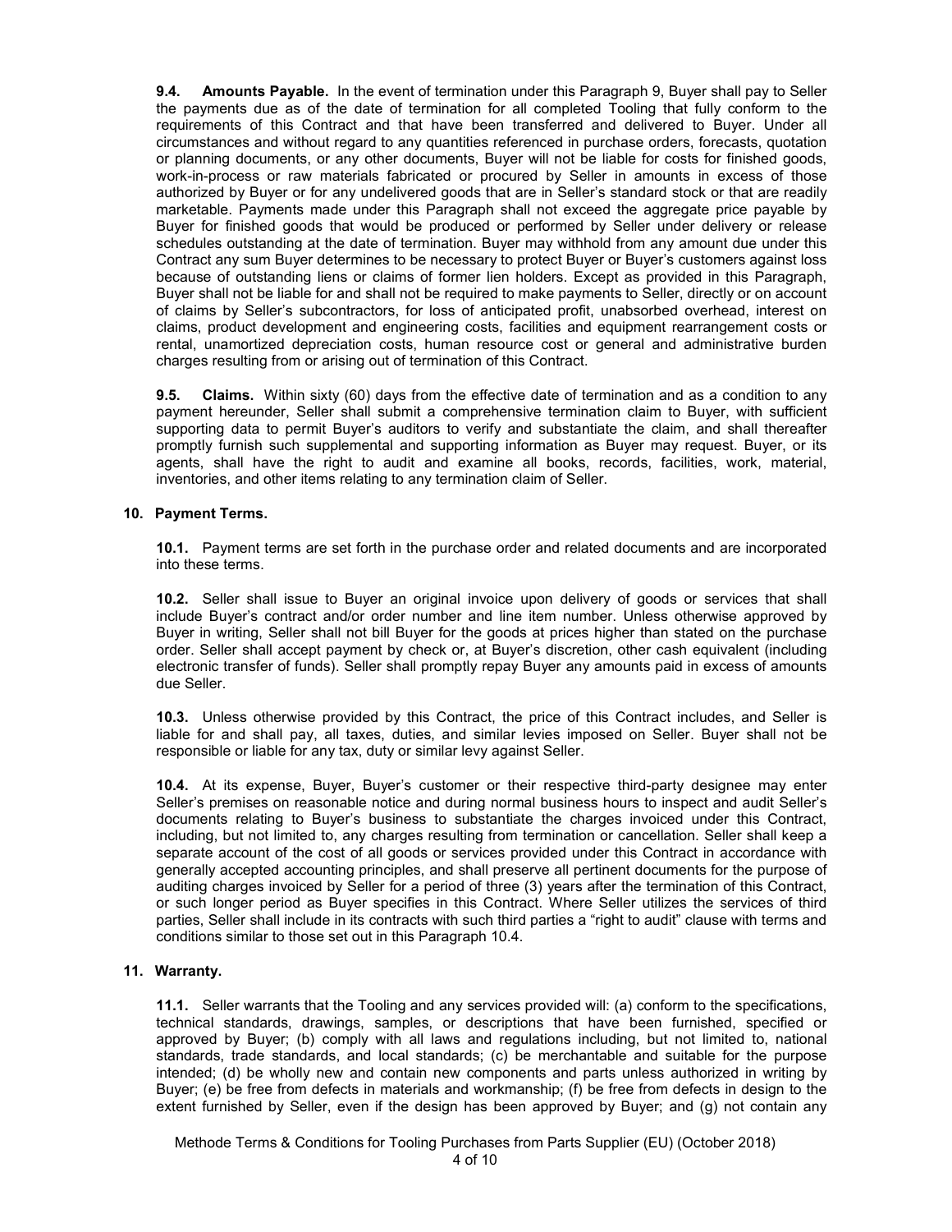**9.4. Amounts Payable.** In the event of termination under this Paragraph 9, Buyer shall pay to Seller the payments due as of the date of termination for all completed Tooling that fully conform to the requirements of this Contract and that have been transferred and delivered to Buyer. Under all circumstances and without regard to any quantities referenced in purchase orders, forecasts, quotation or planning documents, or any other documents, Buyer will not be liable for costs for finished goods, work-in-process or raw materials fabricated or procured by Seller in amounts in excess of those authorized by Buyer or for any undelivered goods that are in Seller's standard stock or that are readily marketable. Payments made under this Paragraph shall not exceed the aggregate price payable by Buyer for finished goods that would be produced or performed by Seller under delivery or release schedules outstanding at the date of termination. Buyer may withhold from any amount due under this Contract any sum Buyer determines to be necessary to protect Buyer or Buyer's customers against loss because of outstanding liens or claims of former lien holders. Except as provided in this Paragraph, Buyer shall not be liable for and shall not be required to make payments to Seller, directly or on account of claims by Seller's subcontractors, for loss of anticipated profit, unabsorbed overhead, interest on claims, product development and engineering costs, facilities and equipment rearrangement costs or rental, unamortized depreciation costs, human resource cost or general and administrative burden charges resulting from or arising out of termination of this Contract.

**9.5. Claims.** Within sixty (60) days from the effective date of termination and as a condition to any payment hereunder, Seller shall submit a comprehensive termination claim to Buyer, with sufficient supporting data to permit Buyer's auditors to verify and substantiate the claim, and shall thereafter promptly furnish such supplemental and supporting information as Buyer may request. Buyer, or its agents, shall have the right to audit and examine all books, records, facilities, work, material, inventories, and other items relating to any termination claim of Seller.

**10. Payment Terms.**

**10.1.** Payment terms are set forth in the purchase order and related documents and are incorporated into these terms.

**10.2.** Seller shall issue to Buyer an original invoice upon delivery of goods or services that shall include Buyer's contract and/or order number and line item number. Unless otherwise approved by Buyer in writing, Seller shall not bill Buyer for the goods at prices higher than stated on the purchase order. Seller shall accept payment by check or, at Buyer's discretion, other cash equivalent (including electronic transfer of funds). Seller shall promptly repay Buyer any amounts paid in excess of amounts due Seller.

**10.3.** Unless otherwise provided by this Contract, the price of this Contract includes, and Seller is liable for and shall pay, all taxes, duties, and similar levies imposed on Seller. Buyer shall not be responsible or liable for any tax, duty or similar levy against Seller.

**10.4.** At its expense, Buyer, Buyer's customer or their respective third-party designee may enter Seller's premises on reasonable notice and during normal business hours to inspect and audit Seller's documents relating to Buyer's business to substantiate the charges invoiced under this Contract, including, but not limited to, any charges resulting from termination or cancellation. Seller shall keep a separate account of the cost of all goods or services provided under this Contract in accordance with generally accepted accounting principles, and shall preserve all pertinent documents for the purpose of auditing charges invoiced by Seller for a period of three (3) years after the termination of this Contract, or such longer period as Buyer specifies in this Contract. Where Seller utilizes the services of third parties, Seller shall include in its contracts with such third parties a "right to audit" clause with terms and conditions similar to those set out in this Paragraph 10.4.

**11. Warranty.**

**11.1.** Seller warrants that the Tooling and any services provided will: (a) conform to the specifications, technical standards, drawings, samples, or descriptions that have been furnished, specified or approved by Buyer; (b) comply with all laws and regulations including, but not limited to, national standards, trade standards, and local standards; (c) be merchantable and suitable for the purpose intended; (d) be wholly new and contain new components and parts unless authorized in writing by Buyer; (e) be free from defects in materials and workmanship; (f) be free from defects in design to the extent furnished by Seller, even if the design has been approved by Buyer; and (g) not contain any

Methode Terms & Conditions for Tooling Purchases from Parts Supplier (EU) (October 2018)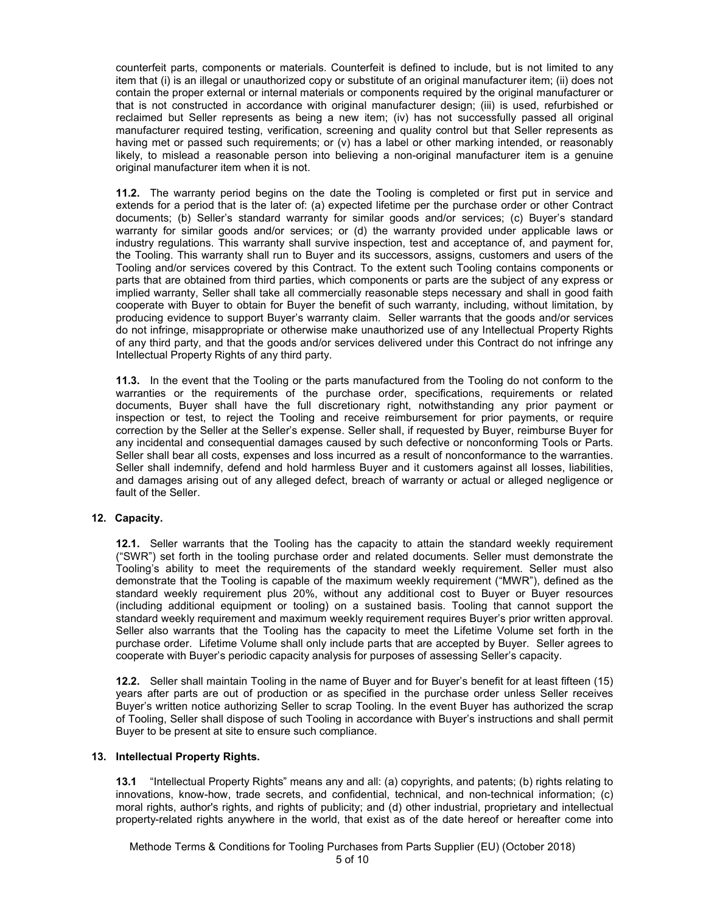counterfeit parts, components or materials. Counterfeit is defined to include, but is not limited to any item that (i) is an illegal or unauthorized copy or substitute of an original manufacturer item; (ii) does not contain the proper external or internal materials or components required by the original manufacturer or that is not constructed in accordance with original manufacturer design; (iii) is used, refurbished or reclaimed but Seller represents as being a new item; (iv) has not successfully passed all original manufacturer required testing, verification, screening and quality control but that Seller represents as having met or passed such requirements; or (v) has a label or other marking intended, or reasonably likely, to mislead a reasonable person into believing a non-original manufacturer item is a genuine original manufacturer item when it is not.

**11.2.** The warranty period begins on the date the Tooling is completed or first put in service and extends for a period that is the later of: (a) expected lifetime per the purchase order or other Contract documents; (b) Seller's standard warranty for similar goods and/or services; (c) Buyer's standard warranty for similar goods and/or services; or (d) the warranty provided under applicable laws or industry regulations. This warranty shall survive inspection, test and acceptance of, and payment for, the Tooling. This warranty shall run to Buyer and its successors, assigns, customers and users of the Tooling and/or services covered by this Contract. To the extent such Tooling contains components or parts that are obtained from third parties, which components or parts are the subject of any express or implied warranty, Seller shall take all commercially reasonable steps necessary and shall in good faith cooperate with Buyer to obtain for Buyer the benefit of such warranty, including, without limitation, by producing evidence to support Buyer's warranty claim. Seller warrants that the goods and/or services do not infringe, misappropriate or otherwise make unauthorized use of any Intellectual Property Rights of any third party, and that the goods and/or services delivered under this Contract do not infringe any Intellectual Property Rights of any third party.

**11.3.** In the event that the Tooling or the parts manufactured from the Tooling do not conform to the warranties or the requirements of the purchase order, specifications, requirements or related documents, Buyer shall have the full discretionary right, notwithstanding any prior payment or inspection or test, to reject the Tooling and receive reimbursement for prior payments, or require correction by the Seller at the Seller's expense. Seller shall, if requested by Buyer, reimburse Buyer for any incidental and consequential damages caused by such defective or nonconforming Tools or Parts. Seller shall bear all costs, expenses and loss incurred as a result of nonconformance to the warranties. Seller shall indemnify, defend and hold harmless Buyer and it customers against all losses, liabilities, and damages arising out of any alleged defect, breach of warranty or actual or alleged negligence or fault of the Seller.

## 12. Capacity.

**12.1.** Seller warrants that the Tooling has the capacity to attain the standard weekly requirement ("SWR") set forth in the tooling purchase order and related documents. Seller must demonstrate the Tooling's ability to meet the requirements of the standard weekly requirement. Seller must also demonstrate that the Tooling is capable of the maximum weekly requirement ("MWR"), defined as the standard weekly requirement plus 20%, without any additional cost to Buyer or Buyer resources (including additional equipment or tooling) on a sustained basis. Tooling that cannot support the standard weekly requirement and maximum weekly requirement requires Buyer's prior written approval. Seller also warrants that the Tooling has the capacity to meet the Lifetime Volume set forth in the purchase order. Lifetime Volume shall only include parts that are accepted by Buyer. Seller agrees to cooperate with Buyer's periodic capacity analysis for purposes of assessing Seller's capacity.

**12.2.** Seller shall maintain Tooling in the name of Buyer and for Buyer's benefit for at least fifteen (15) years after parts are out of production or as specified in the purchase order unless Seller receives Buyer's written notice authorizing Seller to scrap Tooling. In the event Buyer has authorized the scrap of Tooling, Seller shall dispose of such Tooling in accordance with Buyer's instructions and shall permit Buyer to be present at site to ensure such compliance.

## 13. Intellectual Property Rights.

**13.1** "Intellectual Property Rights" means any and all: (a) copyrights, and patents; (b) rights relating to innovations, know-how, trade secrets, and confidential, technical, and non-technical information; (c) moral rights, author's rights, and rights of publicity; and (d) other industrial, proprietary and intellectual property-related rights anywhere in the world, that exist as of the date hereof or hereafter come into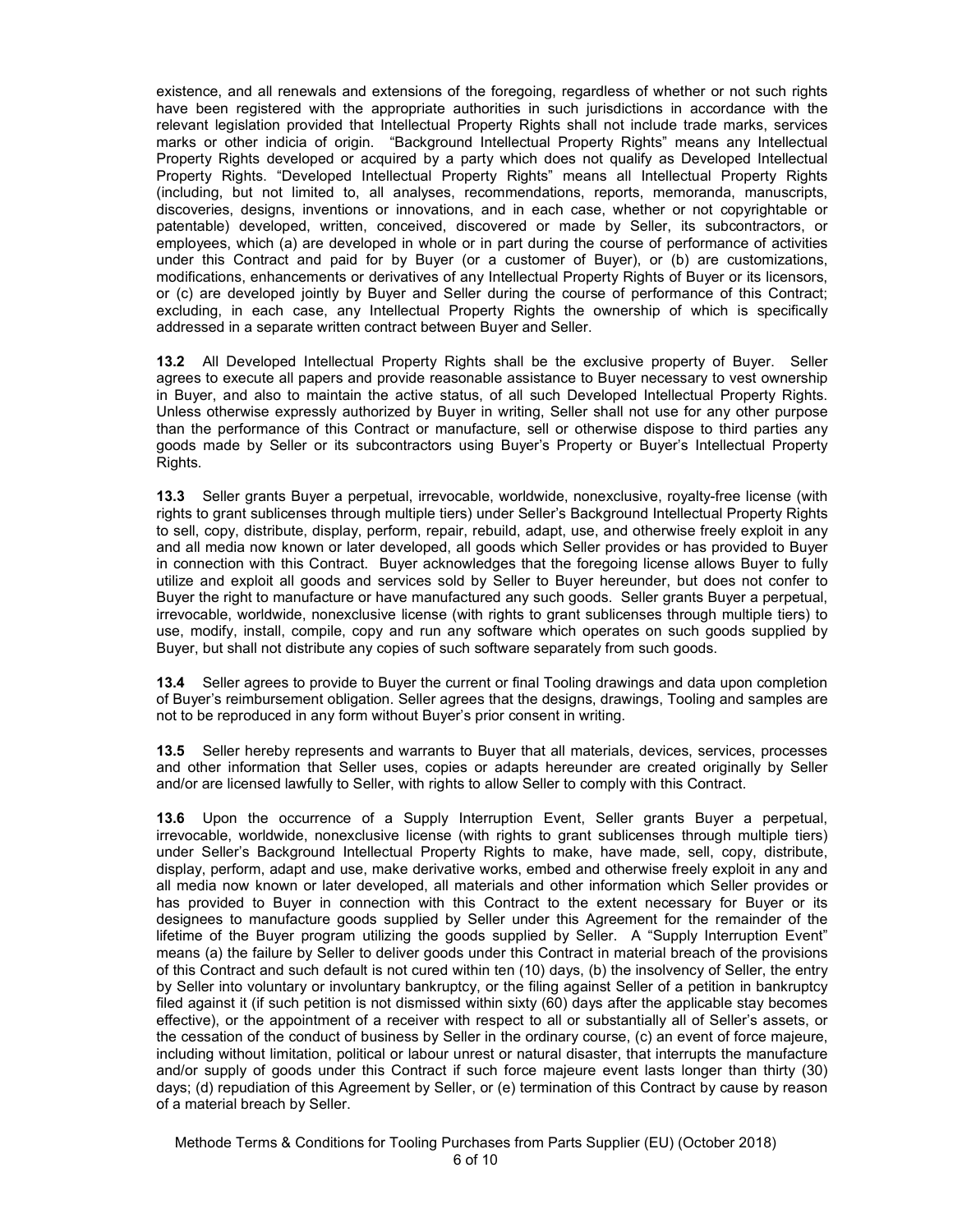existence, and all renewals and extensions of the foregoing, regardless of whether or not such rights have been registered with the appropriate authorities in such jurisdictions in accordance with the relevant legislation provided that Intellectual Property Rights shall not include trade marks, services marks or other indicia of origin. "Background Intellectual Property Rights" means any Intellectual Property Rights developed or acquired by a party which does not qualify as Developed Intellectual Property Rights. "Developed Intellectual Property Rights" means all Intellectual Property Rights (including, but not limited to, all analyses, recommendations, reports, memoranda, manuscripts, discoveries, designs, inventions or innovations, and in each case, whether or not copyrightable or patentable) developed, written, conceived, discovered or made by Seller, its subcontractors, or employees, which (a) are developed in whole or in part during the course of performance of activities under this Contract and paid for by Buyer (or a customer of Buyer), or (b) are customizations, modifications, enhancements or derivatives of any Intellectual Property Rights of Buyer or its licensors, or (c) are developed jointly by Buyer and Seller during the course of performance of this Contract; excluding, in each case, any Intellectual Property Rights the ownership of which is specifically addressed in a separate written contract between Buyer and Seller.

**13.2** All Developed Intellectual Property Rights shall be the exclusive property of Buyer. Seller agrees to execute all papers and provide reasonable assistance to Buyer necessary to vest ownership in Buyer, and also to maintain the active status, of all such Developed Intellectual Property Rights. Unless otherwise expressly authorized by Buyer in writing, Seller shall not use for any other purpose than the performance of this Contract or manufacture, sell or otherwise dispose to third parties any goods made by Seller or its subcontractors using Buyer's Property or Buyer's Intellectual Property Rights.

**13.3** Seller grants Buyer a perpetual, irrevocable, worldwide, nonexclusive, royalty-free license (with rights to grant sublicenses through multiple tiers) under Seller's Background Intellectual Property Rights to sell, copy, distribute, display, perform, repair, rebuild, adapt, use, and otherwise freely exploit in any and all media now known or later developed, all goods which Seller provides or has provided to Buyer in connection with this Contract. Buyer acknowledges that the foregoing license allows Buyer to fully utilize and exploit all goods and services sold by Seller to Buyer hereunder, but does not confer to Buyer the right to manufacture or have manufactured any such goods. Seller grants Buyer a perpetual, irrevocable, worldwide, nonexclusive license (with rights to grant sublicenses through multiple tiers) to use, modify, install, compile, copy and run any software which operates on such goods supplied by Buyer, but shall not distribute any copies of such software separately from such goods.

**13.4** Seller agrees to provide to Buyer the current or final Tooling drawings and data upon completion of Buyer's reimbursement obligation. Seller agrees that the designs, drawings, Tooling and samples are not to be reproduced in any form without Buyer's prior consent in writing.

**13.5** Seller hereby represents and warrants to Buyer that all materials, devices, services, processes and other information that Seller uses, copies or adapts hereunder are created originally by Seller and/or are licensed lawfully to Seller, with rights to allow Seller to comply with this Contract.

**13.6** Upon the occurrence of a Supply Interruption Event, Seller grants Buyer a perpetual, irrevocable, worldwide, nonexclusive license (with rights to grant sublicenses through multiple tiers) under Seller's Background Intellectual Property Rights to make, have made, sell, copy, distribute, display, perform, adapt and use, make derivative works, embed and otherwise freely exploit in any and all media now known or later developed, all materials and other information which Seller provides or has provided to Buyer in connection with this Contract to the extent necessary for Buyer or its designees to manufacture goods supplied by Seller under this Agreement for the remainder of the lifetime of the Buyer program utilizing the goods supplied by Seller. A "Supply Interruption Event" means (a) the failure by Seller to deliver goods under this Contract in material breach of the provisions of this Contract and such default is not cured within ten (10) days, (b) the insolvency of Seller, the entry by Seller into voluntary or involuntary bankruptcy, or the filing against Seller of a petition in bankruptcy filed against it (if such petition is not dismissed within sixty (60) days after the applicable stay becomes effective), or the appointment of a receiver with respect to all or substantially all of Seller's assets, or the cessation of the conduct of business by Seller in the ordinary course, (c) an event of force majeure, including without limitation, political or labour unrest or natural disaster, that interrupts the manufacture and/or supply of goods under this Contract if such force majeure event lasts longer than thirty (30) days; (d) repudiation of this Agreement by Seller, or (e) termination of this Contract by cause by reason of a material breach by Seller.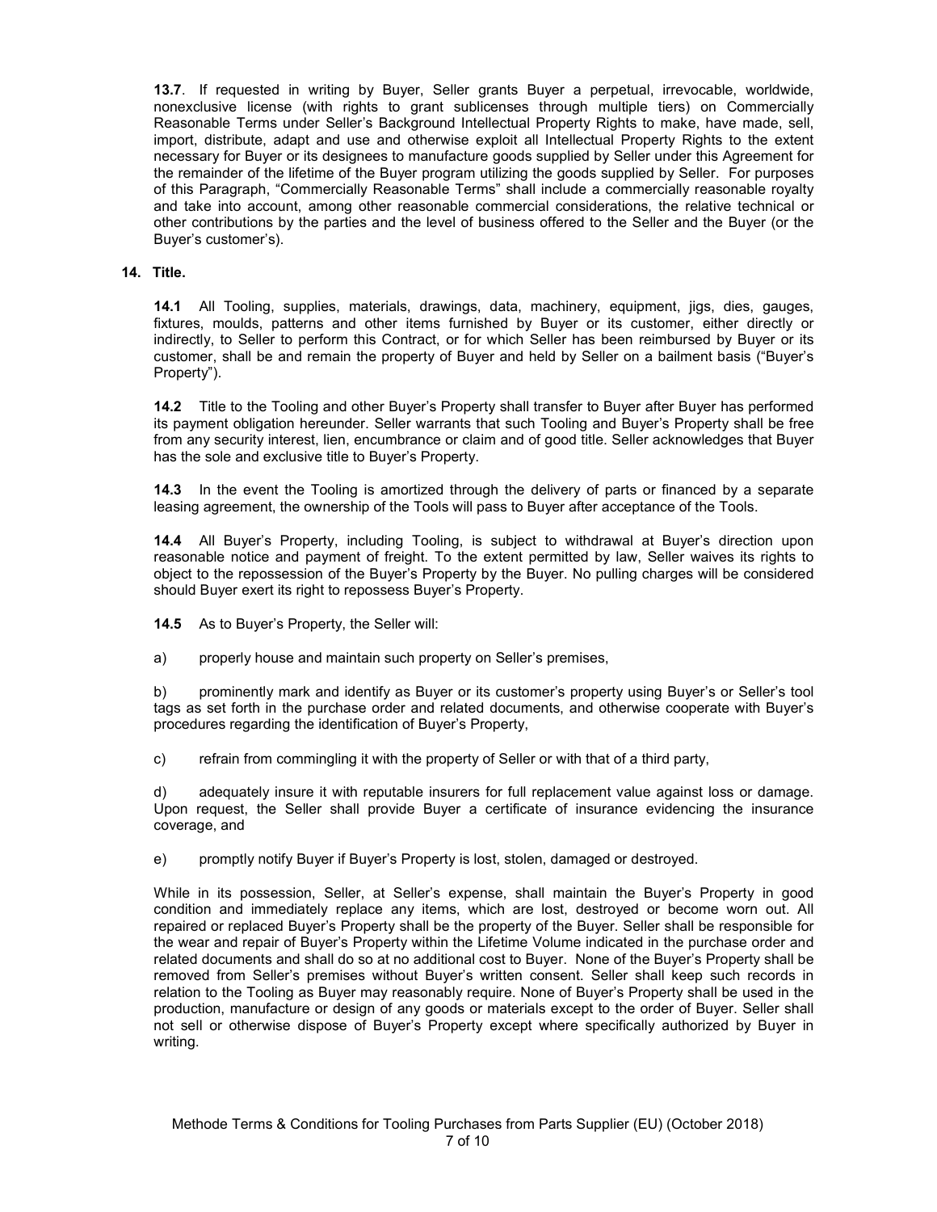**13.7**. If requested in writing by Buyer, Seller grants Buyer a perpetual, irrevocable, worldwide, nonexclusive license (with rights to grant sublicenses through multiple tiers) on Commercially Reasonable Terms under Seller's Background Intellectual Property Rights to make, have made, sell, import, distribute, adapt and use and otherwise exploit all Intellectual Property Rights to the extent necessary for Buyer or its designees to manufacture goods supplied by Seller under this Agreement for the remainder of the lifetime of the Buyer program utilizing the goods supplied by Seller. For purposes of this Paragraph, "Commercially Reasonable Terms" shall include a commercially reasonable royalty and take into account, among other reasonable commercial considerations, the relative technical or other contributions by the parties and the level of business offered to the Seller and the Buyer (or the Buyer's customer's).

## 14. Title.

**14.1** All Tooling, supplies, materials, drawings, data, machinery, equipment, jigs, dies, gauges, fixtures, moulds, patterns and other items furnished by Buyer or its customer, either directly or indirectly, to Seller to perform this Contract, or for which Seller has been reimbursed by Buyer or its customer, shall be and remain the property of Buyer and held by Seller on a bailment basis ("Buyer's Property").

**14.2** Title to the Tooling and other Buyer's Property shall transfer to Buyer after Buyer has performed its payment obligation hereunder. Seller warrants that such Tooling and Buyer's Property shall be free from any security interest, lien, encumbrance or claim and of good title. Seller acknowledges that Buyer has the sole and exclusive title to Buyer's Property.

**14.3** In the event the Tooling is amortized through the delivery of parts or financed by a separate leasing agreement, the ownership of the Tools will pass to Buyer after acceptance of the Tools.

**14.4** All Buyer's Property, including Tooling, is subject to withdrawal at Buyer's direction upon reasonable notice and payment of freight. To the extent permitted by law, Seller waives its rights to object to the repossession of the Buyer's Property by the Buyer. No pulling charges will be considered should Buyer exert its right to repossess Buyer's Property.

**14.5** As to Buyer's Property, the Seller will:

a) properly house and maintain such property on Seller's premises,

b) prominently mark and identify as Buyer or its customer's property using Buyer's or Seller's tool tags as set forth in the purchase order and related documents, and otherwise cooperate with Buyer's procedures regarding the identification of Buyer's Property,

c) refrain from commingling it with the property of Seller or with that of a third party,

d) adequately insure it with reputable insurers for full replacement value against loss or damage. Upon request, the Seller shall provide Buyer a certificate of insurance evidencing the insurance coverage, and

e) promptly notify Buyer if Buyer's Property is lost, stolen, damaged or destroyed.

While in its possession, Seller, at Seller's expense, shall maintain the Buyer's Property in good condition and immediately replace any items, which are lost, destroyed or become worn out. All repaired or replaced Buyer's Property shall be the property of the Buyer. Seller shall be responsible for the wear and repair of Buyer's Property within the Lifetime Volume indicated in the purchase order and related documents and shall do so at no additional cost to Buyer. None of the Buyer's Property shall be removed from Seller's premises without Buyer's written consent. Seller shall keep such records in relation to the Tooling as Buyer may reasonably require. None of Buyer's Property shall be used in the production, manufacture or design of any goods or materials except to the order of Buyer. Seller shall not sell or otherwise dispose of Buyer's Property except where specifically authorized by Buyer in writing.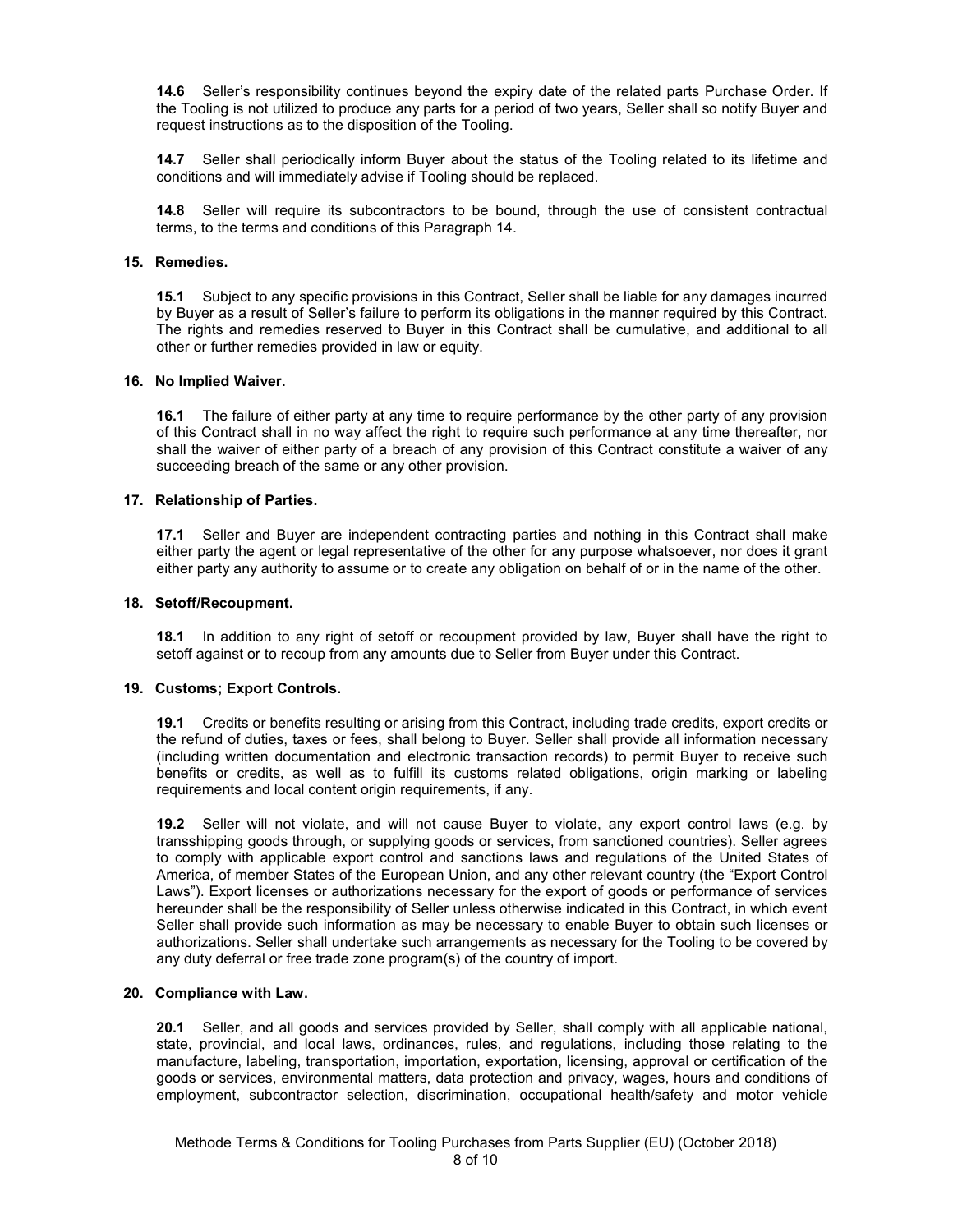**14.6** Seller's responsibility continues beyond the expiry date of the related parts Purchase Order. If the Tooling is not utilized to produce any parts for a period of two years, Seller shall so notify Buyer and request instructions as to the disposition of the Tooling.

**14.7** Seller shall periodically inform Buyer about the status of the Tooling related to its lifetime and conditions and will immediately advise if Tooling should be replaced.

**14.8** Seller will require its subcontractors to be bound, through the use of consistent contractual terms, to the terms and conditions of this Paragraph 14.

## 15. Remedies.

**15.1** Subject to any specific provisions in this Contract, Seller shall be liable for any damages incurred by Buyer as a result of Seller's failure to perform its obligations in the manner required by this Contract. The rights and remedies reserved to Buyer in this Contract shall be cumulative, and additional to all other or further remedies provided in law or equity.

## 16. No Implied Waiver.

**16.1** The failure of either party at any time to require performance by the other party of any provision of this Contract shall in no way affect the right to require such performance at any time thereafter, nor shall the waiver of either party of a breach of any provision of this Contract constitute a waiver of any succeeding breach of the same or any other provision.

## 17. Relationship of Parties.

**17.1** Seller and Buyer are independent contracting parties and nothing in this Contract shall make either party the agent or legal representative of the other for any purpose whatsoever, nor does it grant either party any authority to assume or to create any obligation on behalf of or in the name of the other.

## 18. Setoff/Recoupment.

**18.1** In addition to any right of setoff or recoupment provided by law, Buyer shall have the right to setoff against or to recoup from any amounts due to Seller from Buyer under this Contract.

## 19. Customs; Export Controls.

**19.1** Credits or benefits resulting or arising from this Contract, including trade credits, export credits or the refund of duties, taxes or fees, shall belong to Buyer. Seller shall provide all information necessary (including written documentation and electronic transaction records) to permit Buyer to receive such benefits or credits, as well as to fulfill its customs related obligations, origin marking or labeling requirements and local content origin requirements, if any.

**19.2** Seller will not violate, and will not cause Buyer to violate, any export control laws (e.g. by transshipping goods through, or supplying goods or services, from sanctioned countries). Seller agrees to comply with applicable export control and sanctions laws and regulations of the United States of America, of member States of the European Union, and any other relevant country (the "Export Control Laws"). Export licenses or authorizations necessary for the export of goods or performance of services hereunder shall be the responsibility of Seller unless otherwise indicated in this Contract, in which event Seller shall provide such information as may be necessary to enable Buyer to obtain such licenses or authorizations. Seller shall undertake such arrangements as necessary for the Tooling to be covered by any duty deferral or free trade zone program(s) of the country of import.

## 20. Compliance with Law.

**20.1** Seller, and all goods and services provided by Seller, shall comply with all applicable national, state, provincial, and local laws, ordinances, rules, and regulations, including those relating to the manufacture, labeling, transportation, importation, exportation, licensing, approval or certification of the goods or services, environmental matters, data protection and privacy, wages, hours and conditions of employment, subcontractor selection, discrimination, occupational health/safety and motor vehicle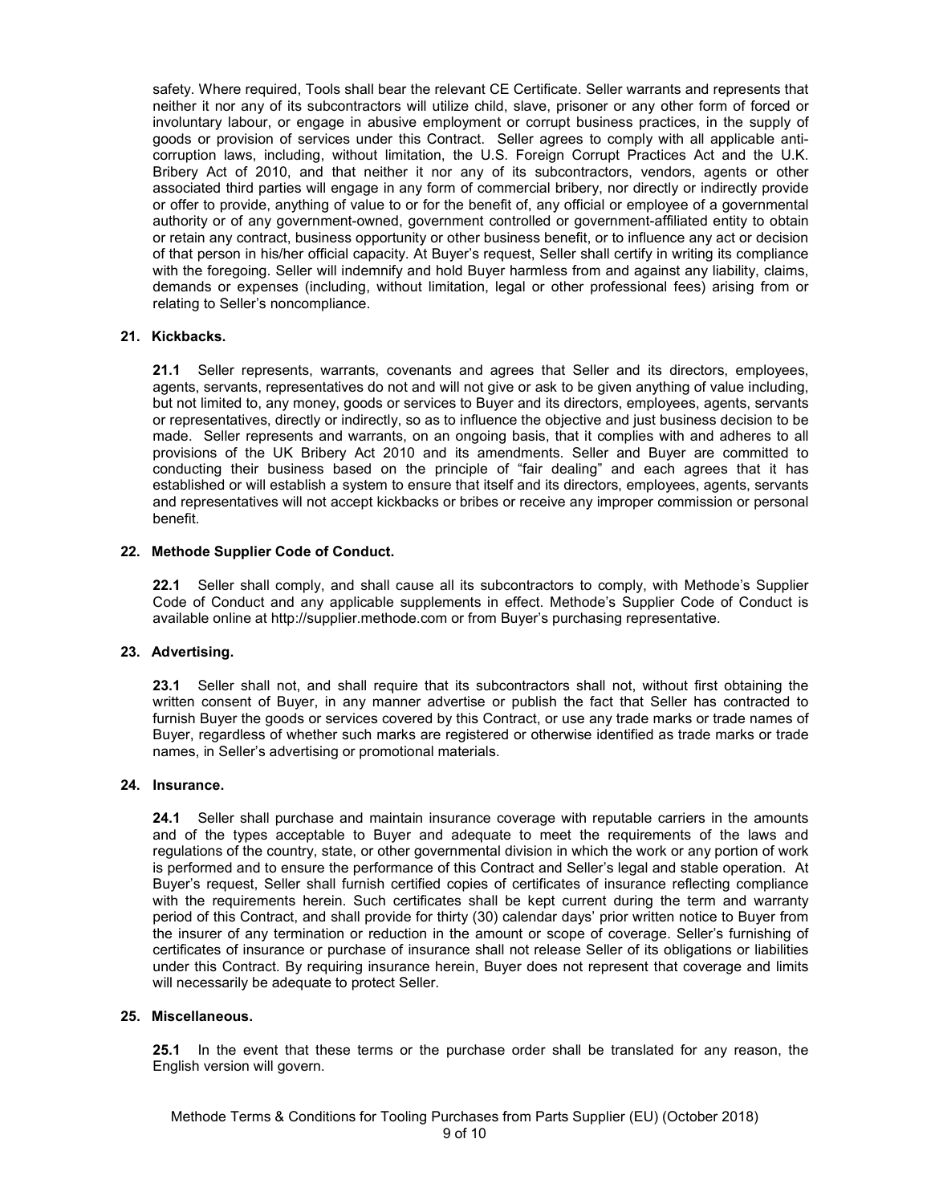safety. Where required, Tools shall bear the relevant CE Certificate. Seller warrants and represents that neither it nor any of its subcontractors will utilize child, slave, prisoner or any other form of forced or involuntary labour, or engage in abusive employment or corrupt business practices, in the supply of goods or provision of services under this Contract. Seller agrees to comply with all applicable anti-corruption laws, including, without limitation, the U.S. Foreign Corrupt Practices Act and the U.K. Bribery Act of 2010, and that neither it nor any of its subcontractors, vendors, agents or other associated third parties will engage in any form of commercial bribery, nor directly or indirectly provide or offer to provide, anything of value to or for the benefit of, any official or employee of a governmental authority or of any government-owned, government controlled or government-affiliated entity to obtain or retain any contract, business opportunity or other business benefit, or to influence any act or decision of that person in his/her official capacity. At Buyer's request, Seller shall certify in writing its compliance with the foregoing. Seller will indemnify and hold Buyer harmless from and against any liability, claims, demands or expenses (including, without limitation, legal or other professional fees) arising from or relating to Seller's noncompliance.

## 21. Kickbacks.

**21.1** Seller represents, warrants, covenants and agrees that Seller and its directors, employees, agents, servants, representatives do not and will not give or ask to be given anything of value including, but not limited to, any money, goods or services to Buyer and its directors, employees, agents, servants or representatives, directly or indirectly, so as to influence the objective and just business decision to be made. Seller represents and warrants, on an ongoing basis, that it complies with and adheres to all provisions of the UK Bribery Act 2010 and its amendments. Seller and Buyer are committed to conducting their business based on the principle of "fair dealing" and each agrees that it has established or will establish a system to ensure that itself and its directors, employees, agents, servants and representatives will not accept kickbacks or bribes or receive any improper commission or personal benefit.

## 22. Methode Supplier Code of Conduct.

**22.1** Seller shall comply, and shall cause all its subcontractors to comply, with Methode's Supplier Code of Conduct and any applicable supplements in effect. Methode's Supplier Code of Conduct is available online at http://supplier.methode.com or from Buyer's purchasing representative.

## 23. Advertising.

**23.1** Seller shall not, and shall require that its subcontractors shall not, without first obtaining the written consent of Buyer, in any manner advertise or publish the fact that Seller has contracted to furnish Buyer the goods or services covered by this Contract, or use any trade marks or trade names of Buyer, regardless of whether such marks are registered or otherwise identified as trade marks or trade names, in Seller's advertising or promotional materials.

## 24. Insurance.

**24.1** Seller shall purchase and maintain insurance coverage with reputable carriers in the amounts and of the types acceptable to Buyer and adequate to meet the requirements of the laws and regulations of the country, state, or other governmental division in which the work or any portion of work is performed and to ensure the performance of this Contract and Seller's legal and stable operation. At Buyer's request, Seller shall furnish certified copies of certificates of insurance reflecting compliance with the requirements herein. Such certificates shall be kept current during the term and warranty period of this Contract, and shall provide for thirty (30) calendar days' prior written notice to Buyer from the insurer of any termination or reduction in the amount or scope of coverage. Seller's furnishing of certificates of insurance or purchase of insurance shall not release Seller of its obligations or liabilities under this Contract. By requiring insurance herein, Buyer does not represent that coverage and limits will necessarily be adequate to protect Seller.

## 25. Miscellaneous.

**25.1** In the event that these terms or the purchase order shall be translated for any reason, the English version will govern.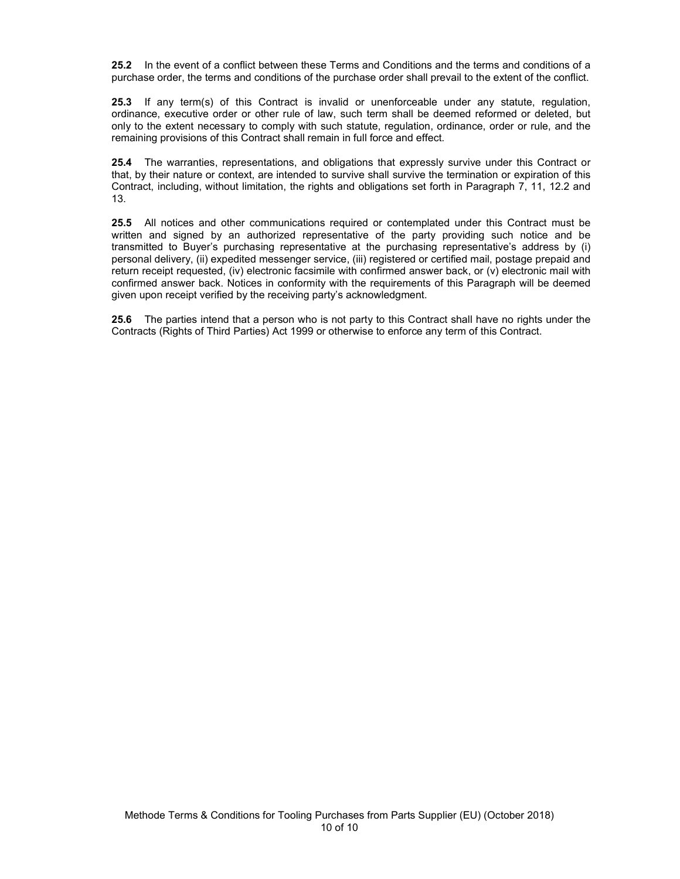**25.2** In the event of a conflict between these Terms and Conditions and the terms and conditions of a purchase order, the terms and conditions of the purchase order shall prevail to the extent of the conflict.

**25.3** If any term(s) of this Contract is invalid or unenforceable under any statute, regulation, ordinance, executive order or other rule of law, such term shall be deemed reformed or deleted, but only to the extent necessary to comply with such statute, regulation, ordinance, order or rule, and the remaining provisions of this Contract shall remain in full force and effect.

**25.4** The warranties, representations, and obligations that expressly survive under this Contract or that, by their nature or context, are intended to survive shall survive the termination or expiration of this Contract, including, without limitation, the rights and obligations set forth in Paragraph 7, 11, 12.2 and 13.

**25.5** All notices and other communications required or contemplated under this Contract must be written and signed by an authorized representative of the party providing such notice and be transmitted to Buyer's purchasing representative at the purchasing representative's address by (i) personal delivery, (ii) expedited messenger service, (iii) registered or certified mail, postage prepaid and return receipt requested, (iv) electronic facsimile with confirmed answer back, or (v) electronic mail with confirmed answer back. Notices in conformity with the requirements of this Paragraph will be deemed given upon receipt verified by the receiving party's acknowledgment.

**25.6** The parties intend that a person who is not party to this Contract shall have no rights under the Contracts (Rights of Third Parties) Act 1999 or otherwise to enforce any term of this Contract.